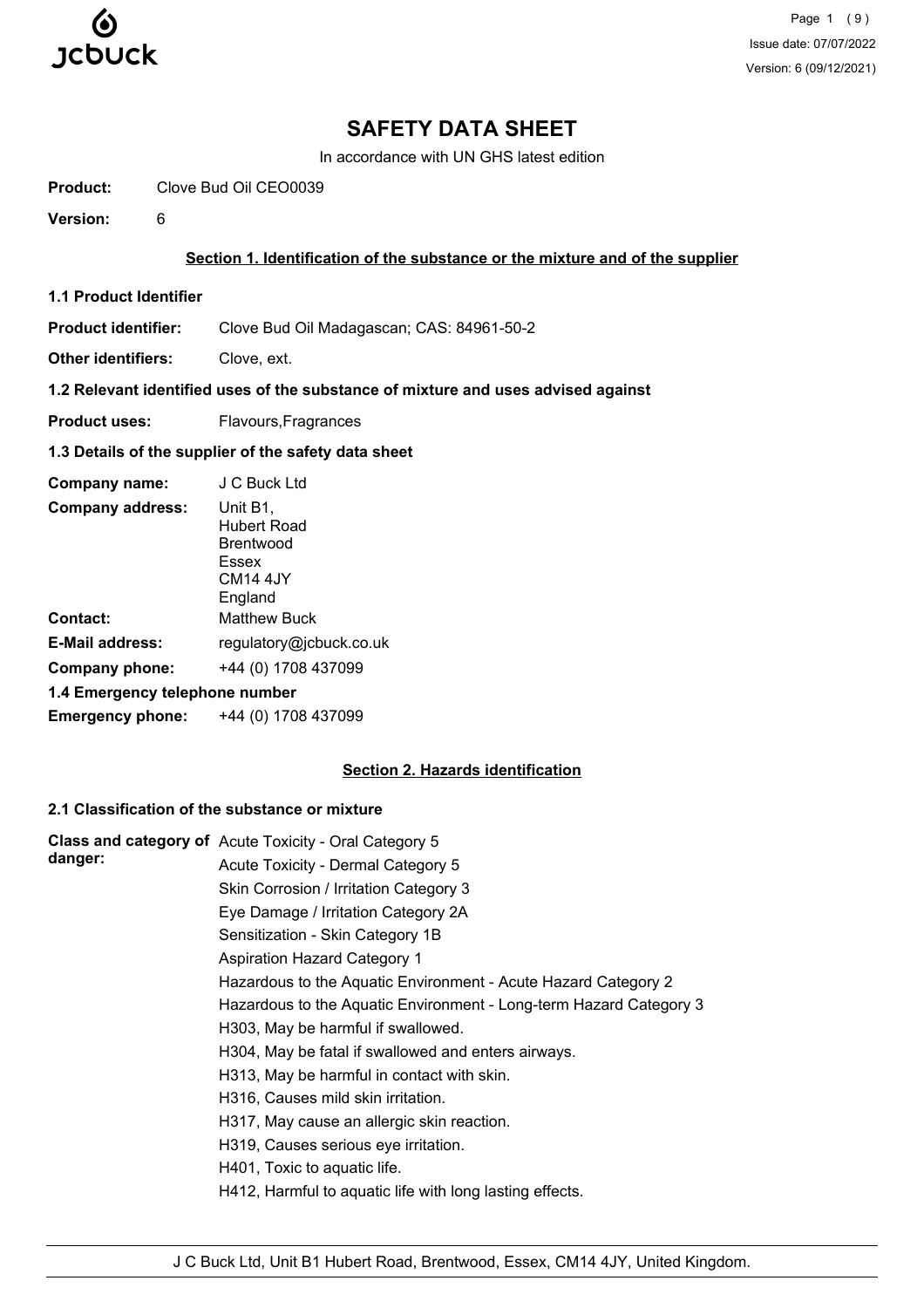# SAFETY DATA SHEET

In accordance with UN GHS latest edition

**Product:** Clove Bud Oil CEO0039

**Version:** 6

## Section 1. Identification of the substance or the mixture and of the supplier

### 1.1 Product Identifier

**Product identifier:** Clove Bud Oil Madagascan; CAS: 84961-50-2

**Other identifiers:** Clove, ext.

### 1.2 Relevant identified uses of the substance of mixture and uses advised against

**Product uses:** Flavours,Fragrances

### 1.3 Details of the supplier of the safety data sheet

**Company name:** J C Buck Ltd

**Company address:** Unit B1,
Hubert Road
Brentwood
Essex
CM14 4JY
England

**Contact:** Matthew Buck

**E-Mail address:** regulatory@jcbuck.co.uk

**Company phone:** +44 (0) 1708 437099

### 1.4 Emergency telephone number

**Emergency phone:** +44 (0) 1708 437099

## Section 2. Hazards identification

### 2.1 Classification of the substance or mixture

**Class and category of danger:**

Acute Toxicity - Oral Category 5
Acute Toxicity - Dermal Category 5
Skin Corrosion / Irritation Category 3
Eye Damage / Irritation Category 2A
Sensitization - Skin Category 1B
Aspiration Hazard Category 1
Hazardous to the Aquatic Environment - Acute Hazard Category 2
Hazardous to the Aquatic Environment - Long-term Hazard Category 3
H303, May be harmful if swallowed.
H304, May be fatal if swallowed and enters airways.
H313, May be harmful in contact with skin.
H316, Causes mild skin irritation.
H317, May cause an allergic skin reaction.
H319, Causes serious eye irritation.
H401, Toxic to aquatic life.
H412, Harmful to aquatic life with long lasting effects.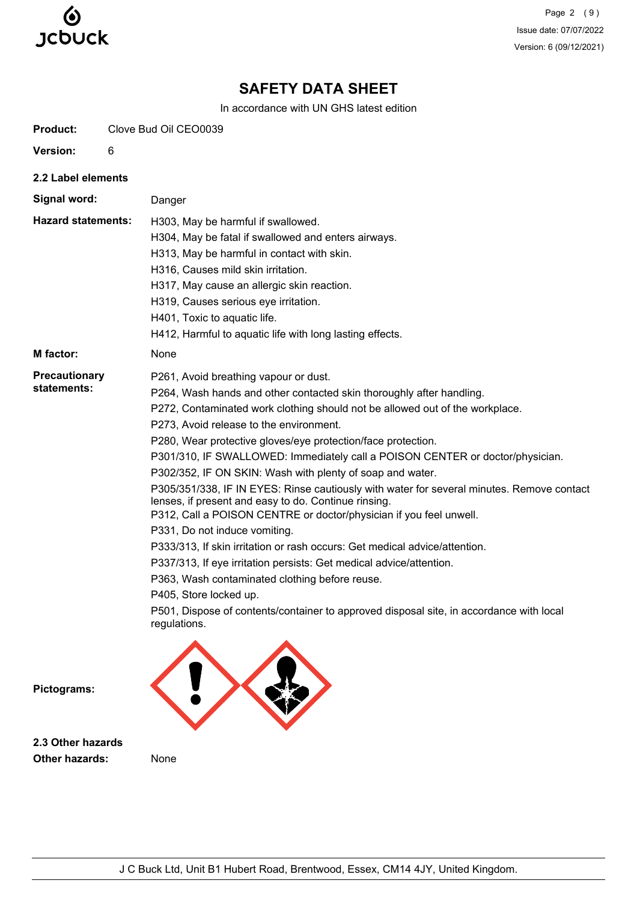# SAFETY DATA SHEET

In accordance with UN GHS latest edition

**Product:** Clove Bud Oil CEO0039

**Version:** 6

## 2.2 Label elements

**Signal word:** Danger

**Hazard statements:**

H303, May be harmful if swallowed.
H304, May be fatal if swallowed and enters airways.
H313, May be harmful in contact with skin.
H316, Causes mild skin irritation.
H317, May cause an allergic skin reaction.
H319, Causes serious eye irritation.
H401, Toxic to aquatic life.
H412, Harmful to aquatic life with long lasting effects.

**M factor:** None

**Precautionary statements:**

P261, Avoid breathing vapour or dust.
P264, Wash hands and other contacted skin thoroughly after handling.
P272, Contaminated work clothing should not be allowed out of the workplace.
P273, Avoid release to the environment.
P280, Wear protective gloves/eye protection/face protection.
P301/310, IF SWALLOWED: Immediately call a POISON CENTER or doctor/physician.
P302/352, IF ON SKIN: Wash with plenty of soap and water.
P305/351/338, IF IN EYES: Rinse cautiously with water for several minutes. Remove contact lenses, if present and easy to do. Continue rinsing.
P312, Call a POISON CENTRE or doctor/physician if you feel unwell.
P331, Do not induce vomiting.
P333/313, If skin irritation or rash occurs: Get medical advice/attention.
P337/313, If eye irritation persists: Get medical advice/attention.
P363, Wash contaminated clothing before reuse.
P405, Store locked up.
P501, Dispose of contents/container to approved disposal site, in accordance with local regulations.

**Pictograms:**

## 2.3 Other hazards

**Other hazards:** None

J C Buck Ltd, Unit B1 Hubert Road, Brentwood, Essex, CM14 4JY, United Kingdom.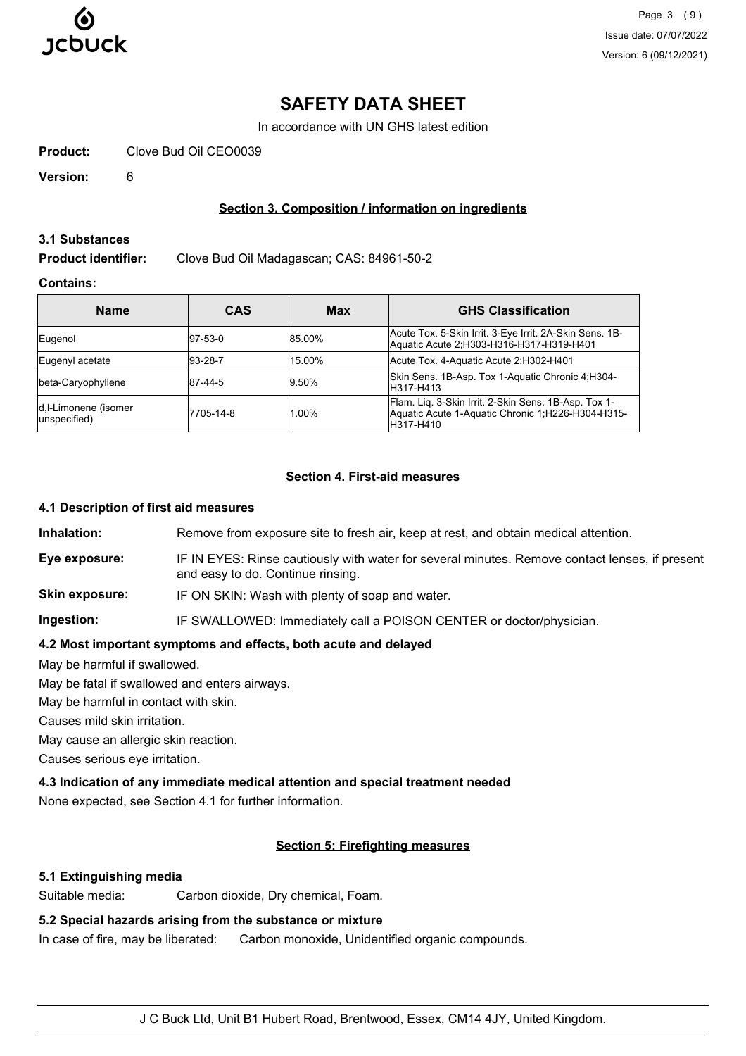# SAFETY DATA SHEET

In accordance with UN GHS latest edition

**Product:** Clove Bud Oil CEO0039

**Version:** 6

## Section 3. Composition / information on ingredients

### 3.1 Substances

**Product identifier:** Clove Bud Oil Madagascan; CAS: 84961-50-2

**Contains:**

| Name | CAS | Max | GHS Classification |
|---|---|---|---|
| Eugenol | 97-53-0 | 85.00% | Acute Tox. 5-Skin Irrit. 3-Eye Irrit. 2A-Skin Sens. 1B-Aquatic Acute 2;H303-H316-H317-H319-H401 |
| Eugenyl acetate | 93-28-7 | 15.00% | Acute Tox. 4-Aquatic Acute 2;H302-H401 |
| beta-Caryophyllene | 87-44-5 | 9.50% | Skin Sens. 1B-Asp. Tox 1-Aquatic Chronic 4;H304-H317-H413 |
| d,l-Limonene (isomer unspecified) | 7705-14-8 | 1.00% | Flam. Liq. 3-Skin Irrit. 2-Skin Sens. 1B-Asp. Tox 1-Aquatic Acute 1-Aquatic Chronic 1;H226-H304-H315-H317-H410 |

## Section 4. First-aid measures

### 4.1 Description of first aid measures

**Inhalation:** Remove from exposure site to fresh air, keep at rest, and obtain medical attention.

**Eye exposure:** IF IN EYES: Rinse cautiously with water for several minutes. Remove contact lenses, if present and easy to do. Continue rinsing.

**Skin exposure:** IF ON SKIN: Wash with plenty of soap and water.

**Ingestion:** IF SWALLOWED: Immediately call a POISON CENTER or doctor/physician.

### 4.2 Most important symptoms and effects, both acute and delayed

May be harmful if swallowed.

May be fatal if swallowed and enters airways.

May be harmful in contact with skin.

Causes mild skin irritation.

May cause an allergic skin reaction.

Causes serious eye irritation.

### 4.3 Indication of any immediate medical attention and special treatment needed

None expected, see Section 4.1 for further information.

## Section 5: Firefighting measures

### 5.1 Extinguishing media

Suitable media: Carbon dioxide, Dry chemical, Foam.

### 5.2 Special hazards arising from the substance or mixture

In case of fire, may be liberated: Carbon monoxide, Unidentified organic compounds.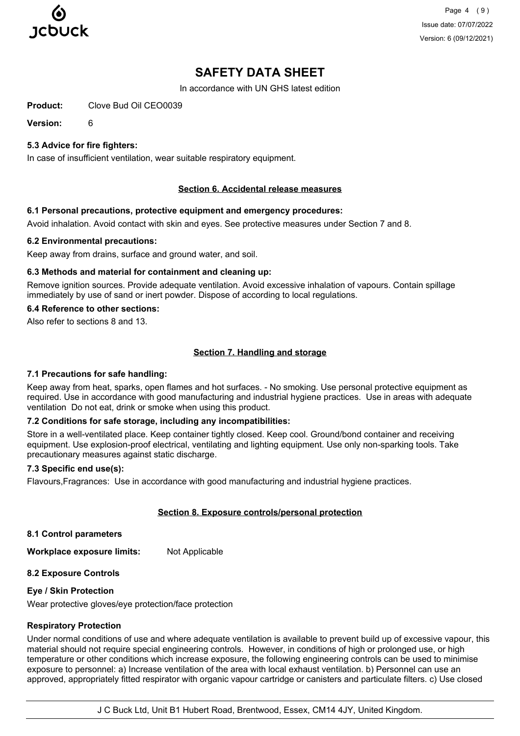# SAFETY DATA SHEET

In accordance with UN GHS latest edition

**Product:** Clove Bud Oil CEO0039

**Version:** 6

### 5.3 Advice for fire fighters:

In case of insufficient ventilation, wear suitable respiratory equipment.

## Section 6. Accidental release measures

### 6.1 Personal precautions, protective equipment and emergency procedures:

Avoid inhalation. Avoid contact with skin and eyes. See protective measures under Section 7 and 8.

### 6.2 Environmental precautions:

Keep away from drains, surface and ground water, and soil.

### 6.3 Methods and material for containment and cleaning up:

Remove ignition sources. Provide adequate ventilation. Avoid excessive inhalation of vapours. Contain spillage immediately by use of sand or inert powder. Dispose of according to local regulations.

### 6.4 Reference to other sections:

Also refer to sections 8 and 13.

## Section 7. Handling and storage

### 7.1 Precautions for safe handling:

Keep away from heat, sparks, open flames and hot surfaces. - No smoking. Use personal protective equipment as required. Use in accordance with good manufacturing and industrial hygiene practices. Use in areas with adequate ventilation Do not eat, drink or smoke when using this product.

### 7.2 Conditions for safe storage, including any incompatibilities:

Store in a well-ventilated place. Keep container tightly closed. Keep cool. Ground/bond container and receiving equipment. Use explosion-proof electrical, ventilating and lighting equipment. Use only non-sparking tools. Take precautionary measures against static discharge.

### 7.3 Specific end use(s):

Flavours,Fragrances: Use in accordance with good manufacturing and industrial hygiene practices.

## Section 8. Exposure controls/personal protection

### 8.1 Control parameters

**Workplace exposure limits:** Not Applicable

### 8.2 Exposure Controls

#### Eye / Skin Protection

Wear protective gloves/eye protection/face protection

#### Respiratory Protection

Under normal conditions of use and where adequate ventilation is available to prevent build up of excessive vapour, this material should not require special engineering controls. However, in conditions of high or prolonged use, or high temperature or other conditions which increase exposure, the following engineering controls can be used to minimise exposure to personnel: a) Increase ventilation of the area with local exhaust ventilation. b) Personnel can use an approved, appropriately fitted respirator with organic vapour cartridge or canisters and particulate filters. c) Use closed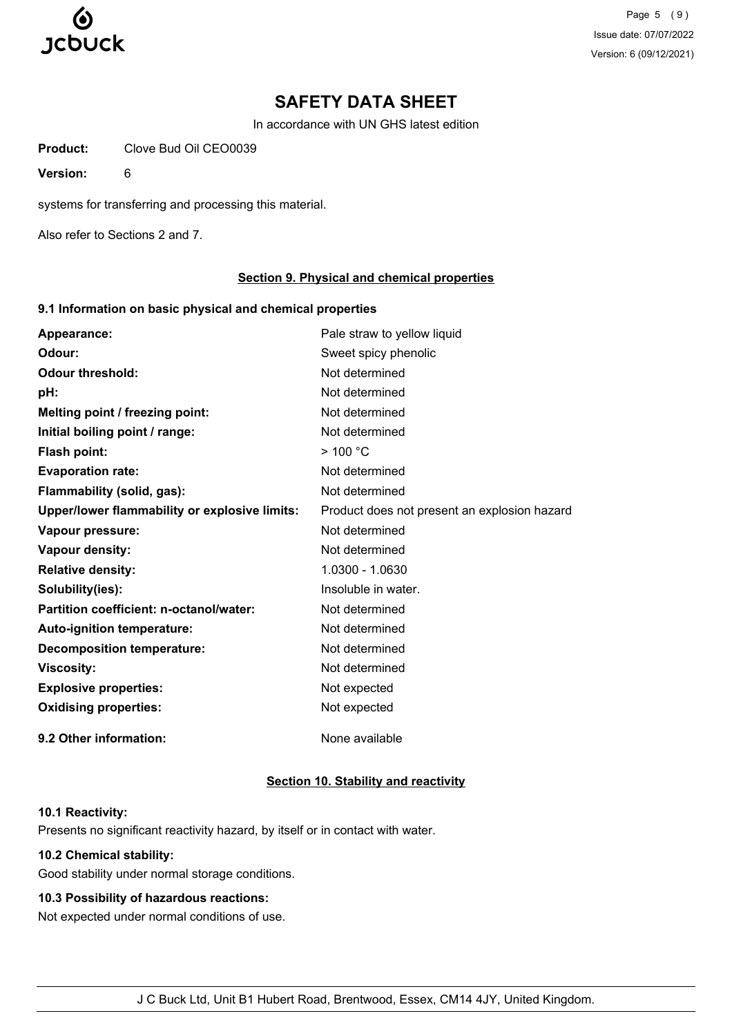systems for transferring and processing this material.

Also refer to Sections 2 and 7.

## Section 9. Physical and chemical properties

### 9.1 Information on basic physical and chemical properties

| | |
|---|---|
| **Appearance:** | Pale straw to yellow liquid |
| **Odour:** | Sweet spicy phenolic |
| **Odour threshold:** | Not determined |
| **pH:** | Not determined |
| **Melting point / freezing point:** | Not determined |
| **Initial boiling point / range:** | Not determined |
| **Flash point:** | > 100 °C |
| **Evaporation rate:** | Not determined |
| **Flammability (solid, gas):** | Not determined |
| **Upper/lower flammability or explosive limits:** | Product does not present an explosion hazard |
| **Vapour pressure:** | Not determined |
| **Vapour density:** | Not determined |
| **Relative density:** | 1.0300 - 1.0630 |
| **Solubility(ies):** | Insoluble in water. |
| **Partition coefficient: n-octanol/water:** | Not determined |
| **Auto-ignition temperature:** | Not determined |
| **Decomposition temperature:** | Not determined |
| **Viscosity:** | Not determined |
| **Explosive properties:** | Not expected |
| **Oxidising properties:** | Not expected |

**9.2 Other information:** None available

## Section 10. Stability and reactivity

**10.1 Reactivity:**

Presents no significant reactivity hazard, by itself or in contact with water.

**10.2 Chemical stability:**

Good stability under normal storage conditions.

**10.3 Possibility of hazardous reactions:**

Not expected under normal conditions of use.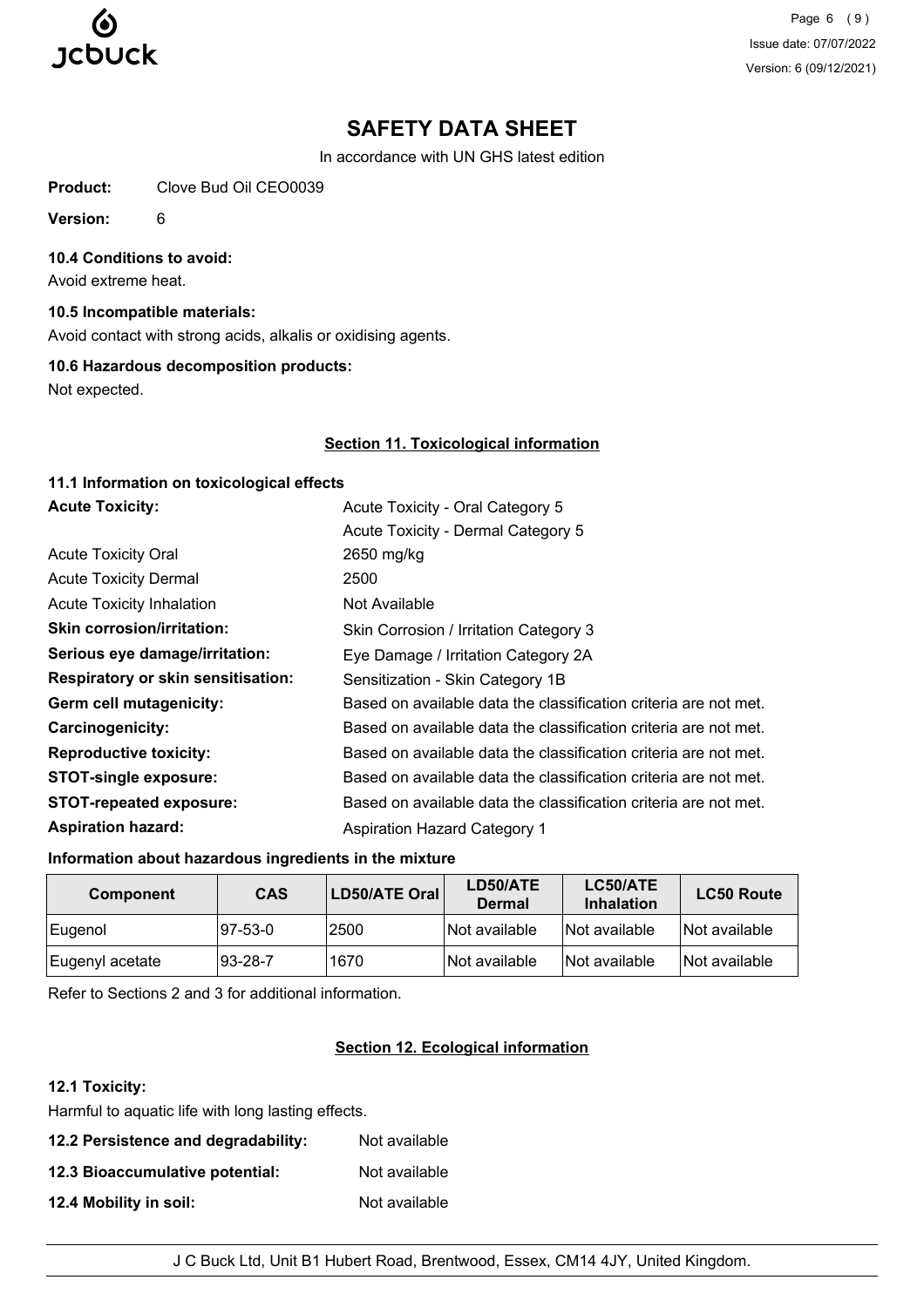**10.4 Conditions to avoid:**

Avoid extreme heat.

**10.5 Incompatible materials:**

Avoid contact with strong acids, alkalis or oxidising agents.

**10.6 Hazardous decomposition products:**

Not expected.

## Section 11. Toxicological information

**11.1 Information on toxicological effects**

| | |
|---|---|
| **Acute Toxicity:** | Acute Toxicity - Oral Category 5 |
| | Acute Toxicity - Dermal Category 5 |
| Acute Toxicity Oral | 2650 mg/kg |
| Acute Toxicity Dermal | 2500 |
| Acute Toxicity Inhalation | Not Available |
| **Skin corrosion/irritation:** | Skin Corrosion / Irritation Category 3 |
| **Serious eye damage/irritation:** | Eye Damage / Irritation Category 2A |
| **Respiratory or skin sensitisation:** | Sensitization - Skin Category 1B |
| **Germ cell mutagenicity:** | Based on available data the classification criteria are not met. |
| **Carcinogenicity:** | Based on available data the classification criteria are not met. |
| **Reproductive toxicity:** | Based on available data the classification criteria are not met. |
| **STOT-single exposure:** | Based on available data the classification criteria are not met. |
| **STOT-repeated exposure:** | Based on available data the classification criteria are not met. |
| **Aspiration hazard:** | Aspiration Hazard Category 1 |

**Information about hazardous ingredients in the mixture**

| Component | CAS | LD50/ATE Oral | LD50/ATE Dermal | LC50/ATE Inhalation | LC50 Route |
|---|---|---|---|---|---|
| Eugenol | 97-53-0 | 2500 | Not available | Not available | Not available |
| Eugenyl acetate | 93-28-7 | 1670 | Not available | Not available | Not available |

Refer to Sections 2 and 3 for additional information.

## Section 12. Ecological information

**12.1 Toxicity:**

Harmful to aquatic life with long lasting effects.

**12.2 Persistence and degradability:** Not available

**12.3 Bioaccumulative potential:** Not available

**12.4 Mobility in soil:** Not available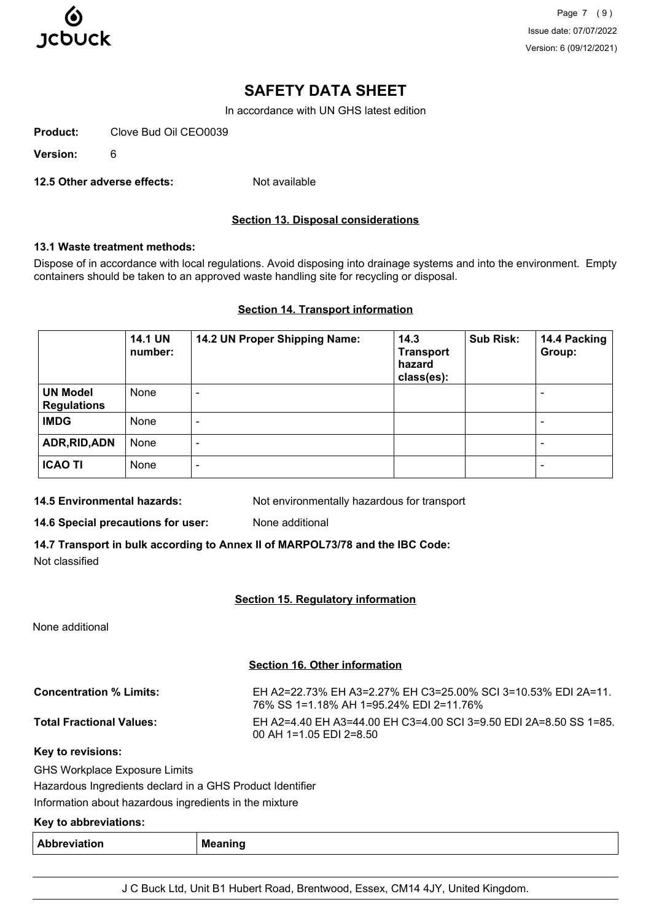# SAFETY DATA SHEET

In accordance with UN GHS latest edition

**Product:** Clove Bud Oil CEO0039

**Version:** 6

**12.5 Other adverse effects:** Not available

## Section 13. Disposal considerations

**13.1 Waste treatment methods:**

Dispose of in accordance with local regulations. Avoid disposing into drainage systems and into the environment. Empty containers should be taken to an approved waste handling site for recycling or disposal.

## Section 14. Transport information

| | 14.1 UN number: | 14.2 UN Proper Shipping Name: | 14.3 Transport hazard class(es): | Sub Risk: | 14.4 Packing Group: |
|---|---|---|---|---|---|
| **UN Model Regulations** | None | - | | | - |
| **IMDG** | None | - | | | - |
| **ADR,RID,ADN** | None | - | | | - |
| **ICAO TI** | None | - | | | - |

**14.5 Environmental hazards:** Not environmentally hazardous for transport

**14.6 Special precautions for user:** None additional

**14.7 Transport in bulk according to Annex II of MARPOL73/78 and the IBC Code:**

Not classified

## Section 15. Regulatory information

None additional

## Section 16. Other information

**Concentration % Limits:** EH A2=22.73% EH A3=2.27% EH C3=25.00% SCI 3=10.53% EDI 2A=11.76% SS 1=1.18% AH 1=95.24% EDI 2=11.76%

**Total Fractional Values:** EH A2=4.40 EH A3=44.00 EH C3=4.00 SCI 3=9.50 EDI 2A=8.50 SS 1=85.00 AH 1=1.05 EDI 2=8.50

**Key to revisions:**

GHS Workplace Exposure Limits

Hazardous Ingredients declard in a GHS Product Identifier

Information about hazardous ingredients in the mixture

**Key to abbreviations:**

| Abbreviation | Meaning |
|---|---|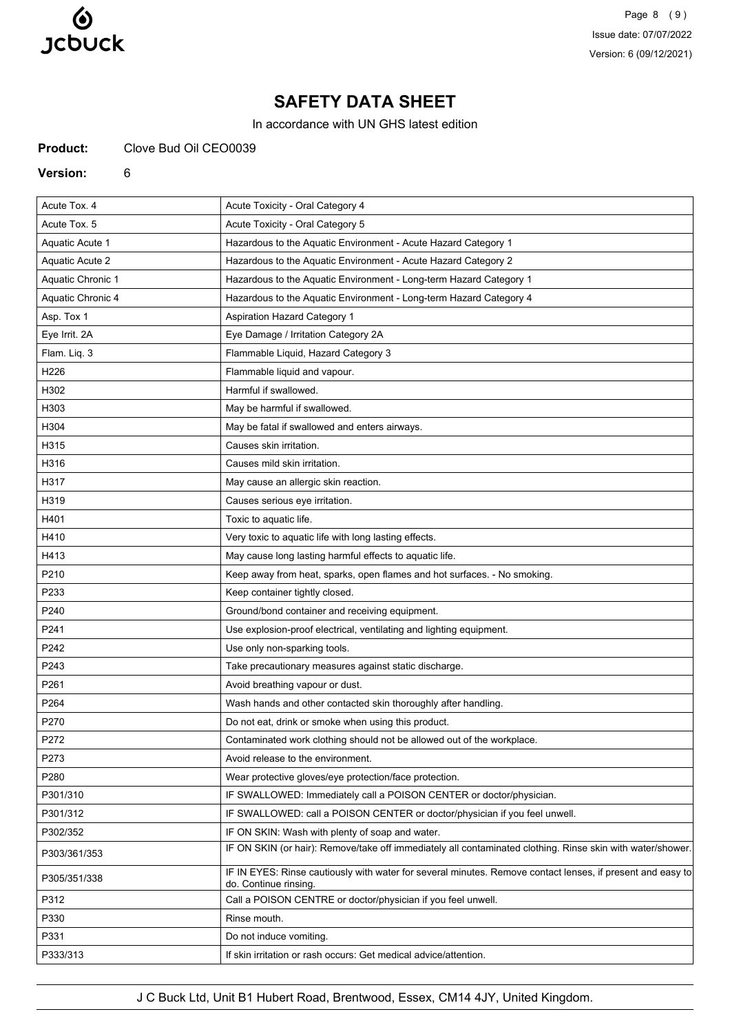# SAFETY DATA SHEET

In accordance with UN GHS latest edition

**Product:** Clove Bud Oil CEO0039

**Version:** 6

| | |
|---|---|
| Acute Tox. 4 | Acute Toxicity - Oral Category 4 |
| Acute Tox. 5 | Acute Toxicity - Oral Category 5 |
| Aquatic Acute 1 | Hazardous to the Aquatic Environment - Acute Hazard Category 1 |
| Aquatic Acute 2 | Hazardous to the Aquatic Environment - Acute Hazard Category 2 |
| Aquatic Chronic 1 | Hazardous to the Aquatic Environment - Long-term Hazard Category 1 |
| Aquatic Chronic 4 | Hazardous to the Aquatic Environment - Long-term Hazard Category 4 |
| Asp. Tox 1 | Aspiration Hazard Category 1 |
| Eye Irrit. 2A | Eye Damage / Irritation Category 2A |
| Flam. Liq. 3 | Flammable Liquid, Hazard Category 3 |
| H226 | Flammable liquid and vapour. |
| H302 | Harmful if swallowed. |
| H303 | May be harmful if swallowed. |
| H304 | May be fatal if swallowed and enters airways. |
| H315 | Causes skin irritation. |
| H316 | Causes mild skin irritation. |
| H317 | May cause an allergic skin reaction. |
| H319 | Causes serious eye irritation. |
| H401 | Toxic to aquatic life. |
| H410 | Very toxic to aquatic life with long lasting effects. |
| H413 | May cause long lasting harmful effects to aquatic life. |
| P210 | Keep away from heat, sparks, open flames and hot surfaces. - No smoking. |
| P233 | Keep container tightly closed. |
| P240 | Ground/bond container and receiving equipment. |
| P241 | Use explosion-proof electrical, ventilating and lighting equipment. |
| P242 | Use only non-sparking tools. |
| P243 | Take precautionary measures against static discharge. |
| P261 | Avoid breathing vapour or dust. |
| P264 | Wash hands and other contacted skin thoroughly after handling. |
| P270 | Do not eat, drink or smoke when using this product. |
| P272 | Contaminated work clothing should not be allowed out of the workplace. |
| P273 | Avoid release to the environment. |
| P280 | Wear protective gloves/eye protection/face protection. |
| P301/310 | IF SWALLOWED: Immediately call a POISON CENTER or doctor/physician. |
| P301/312 | IF SWALLOWED: call a POISON CENTER or doctor/physician if you feel unwell. |
| P302/352 | IF ON SKIN: Wash with plenty of soap and water. |
| P303/361/353 | IF ON SKIN (or hair): Remove/take off immediately all contaminated clothing. Rinse skin with water/shower. |
| P305/351/338 | IF IN EYES: Rinse cautiously with water for several minutes. Remove contact lenses, if present and easy to do. Continue rinsing. |
| P312 | Call a POISON CENTRE or doctor/physician if you feel unwell. |
| P330 | Rinse mouth. |
| P331 | Do not induce vomiting. |
| P333/313 | If skin irritation or rash occurs: Get medical advice/attention. |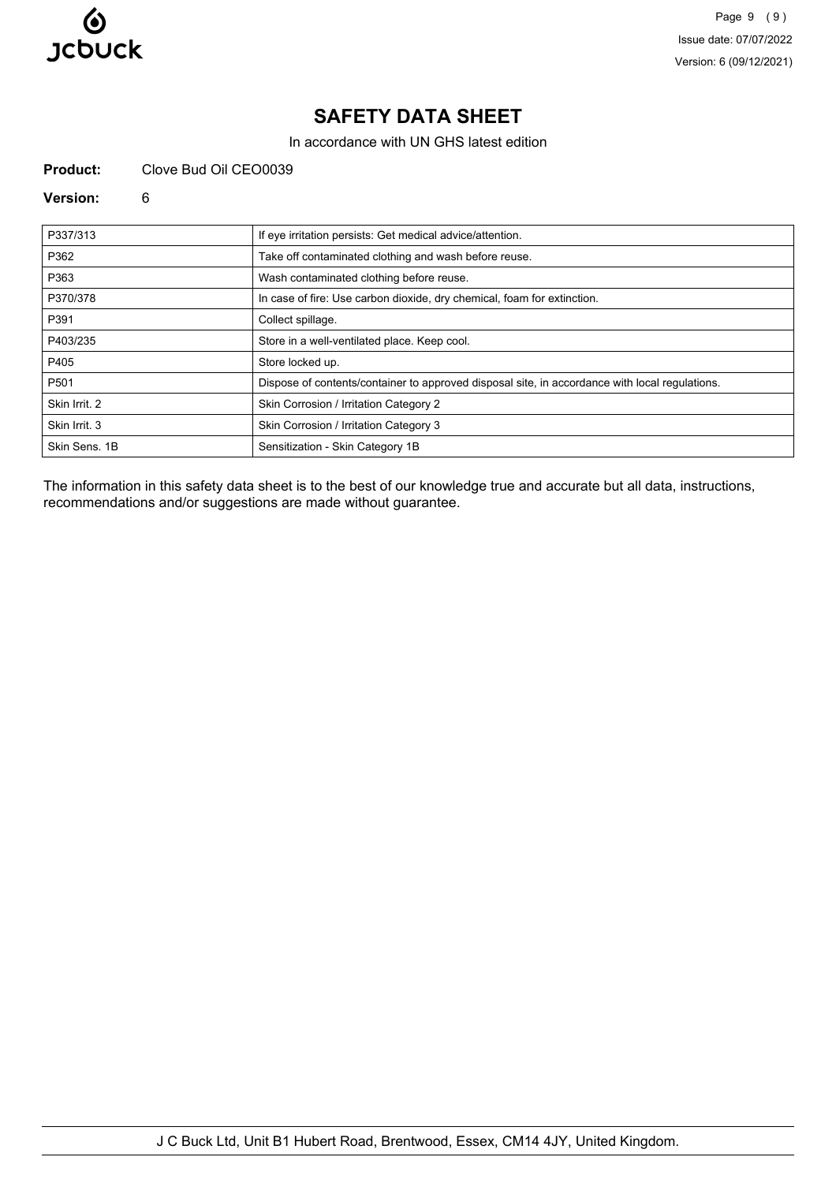# SAFETY DATA SHEET

In accordance with UN GHS latest edition

**Product:** Clove Bud Oil CEO0039

**Version:** 6

| | |
|---|---|
| P337/313 | If eye irritation persists: Get medical advice/attention. |
| P362 | Take off contaminated clothing and wash before reuse. |
| P363 | Wash contaminated clothing before reuse. |
| P370/378 | In case of fire: Use carbon dioxide, dry chemical, foam for extinction. |
| P391 | Collect spillage. |
| P403/235 | Store in a well-ventilated place. Keep cool. |
| P405 | Store locked up. |
| P501 | Dispose of contents/container to approved disposal site, in accordance with local regulations. |
| Skin Irrit. 2 | Skin Corrosion / Irritation Category 2 |
| Skin Irrit. 3 | Skin Corrosion / Irritation Category 3 |
| Skin Sens. 1B | Sensitization - Skin Category 1B |

The information in this safety data sheet is to the best of our knowledge true and accurate but all data, instructions, recommendations and/or suggestions are made without guarantee.